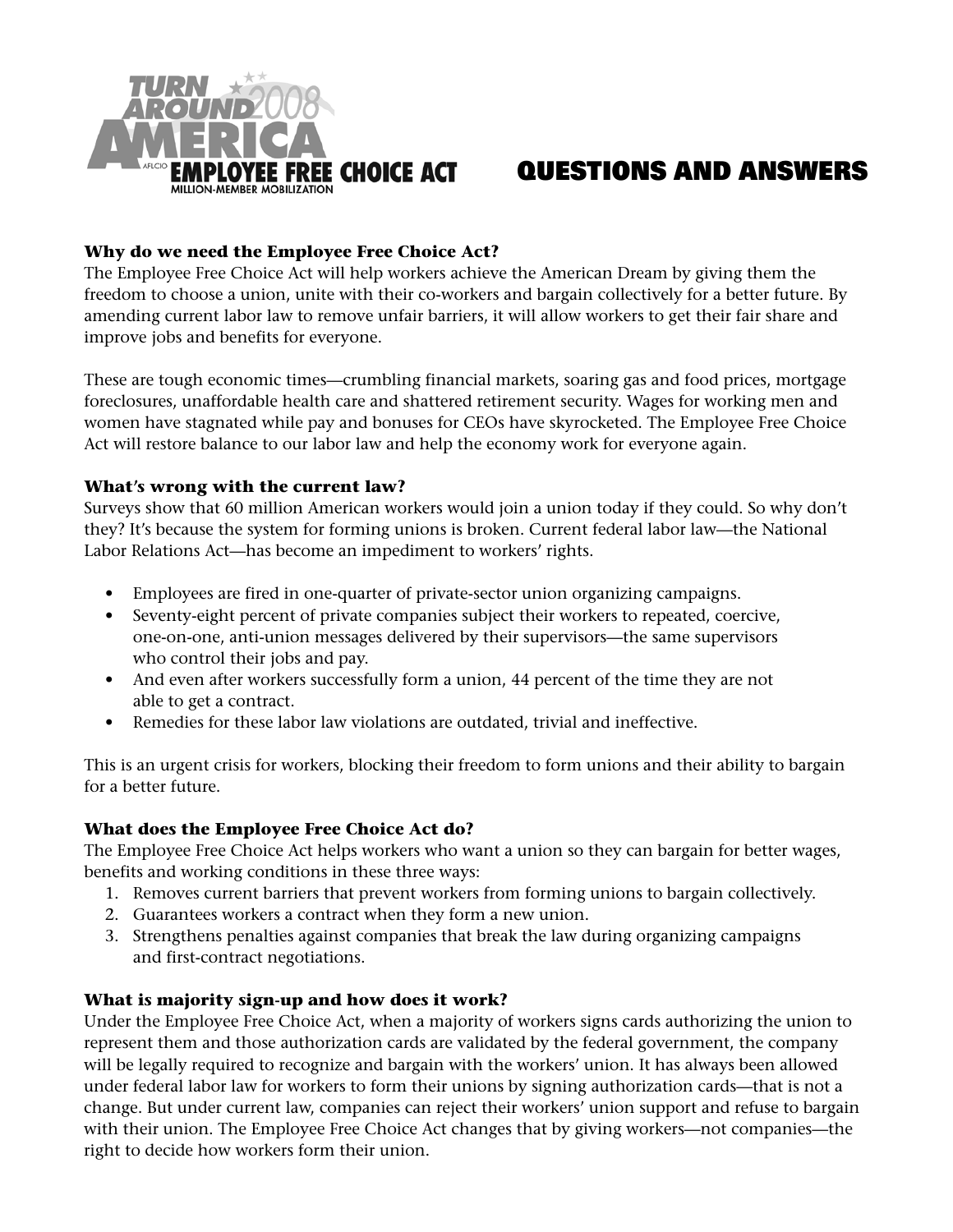TURN AROUND AMERICA 2008
AFL-CIO EMPLOYEE FREE CHOICE ACT
MILLION-MEMBER MOBILIZATION

# QUESTIONS AND ANSWERS

**Why do we need the Employee Free Choice Act?**

The Employee Free Choice Act will help workers achieve the American Dream by giving them the freedom to choose a union, unite with their co-workers and bargain collectively for a better future. By amending current labor law to remove unfair barriers, it will allow workers to get their fair share and improve jobs and benefits for everyone.

These are tough economic times—crumbling financial markets, soaring gas and food prices, mortgage foreclosures, unaffordable health care and shattered retirement security. Wages for working men and women have stagnated while pay and bonuses for CEOs have skyrocketed. The Employee Free Choice Act will restore balance to our labor law and help the economy work for everyone again.

**What's wrong with the current law?**

Surveys show that 60 million American workers would join a union today if they could. So why don't they? It's because the system for forming unions is broken. Current federal labor law—the National Labor Relations Act—has become an impediment to workers' rights.

- Employees are fired in one-quarter of private-sector union organizing campaigns.
- Seventy-eight percent of private companies subject their workers to repeated, coercive, one-on-one, anti-union messages delivered by their supervisors—the same supervisors who control their jobs and pay.
- And even after workers successfully form a union, 44 percent of the time they are not able to get a contract.
- Remedies for these labor law violations are outdated, trivial and ineffective.

This is an urgent crisis for workers, blocking their freedom to form unions and their ability to bargain for a better future.

**What does the Employee Free Choice Act do?**

The Employee Free Choice Act helps workers who want a union so they can bargain for better wages, benefits and working conditions in these three ways:

1. Removes current barriers that prevent workers from forming unions to bargain collectively.
2. Guarantees workers a contract when they form a new union.
3. Strengthens penalties against companies that break the law during organizing campaigns and first-contract negotiations.

**What is majority sign-up and how does it work?**

Under the Employee Free Choice Act, when a majority of workers signs cards authorizing the union to represent them and those authorization cards are validated by the federal government, the company will be legally required to recognize and bargain with the workers' union. It has always been allowed under federal labor law for workers to form their unions by signing authorization cards—that is not a change. But under current law, companies can reject their workers' union support and refuse to bargain with their union. The Employee Free Choice Act changes that by giving workers—not companies—the right to decide how workers form their union.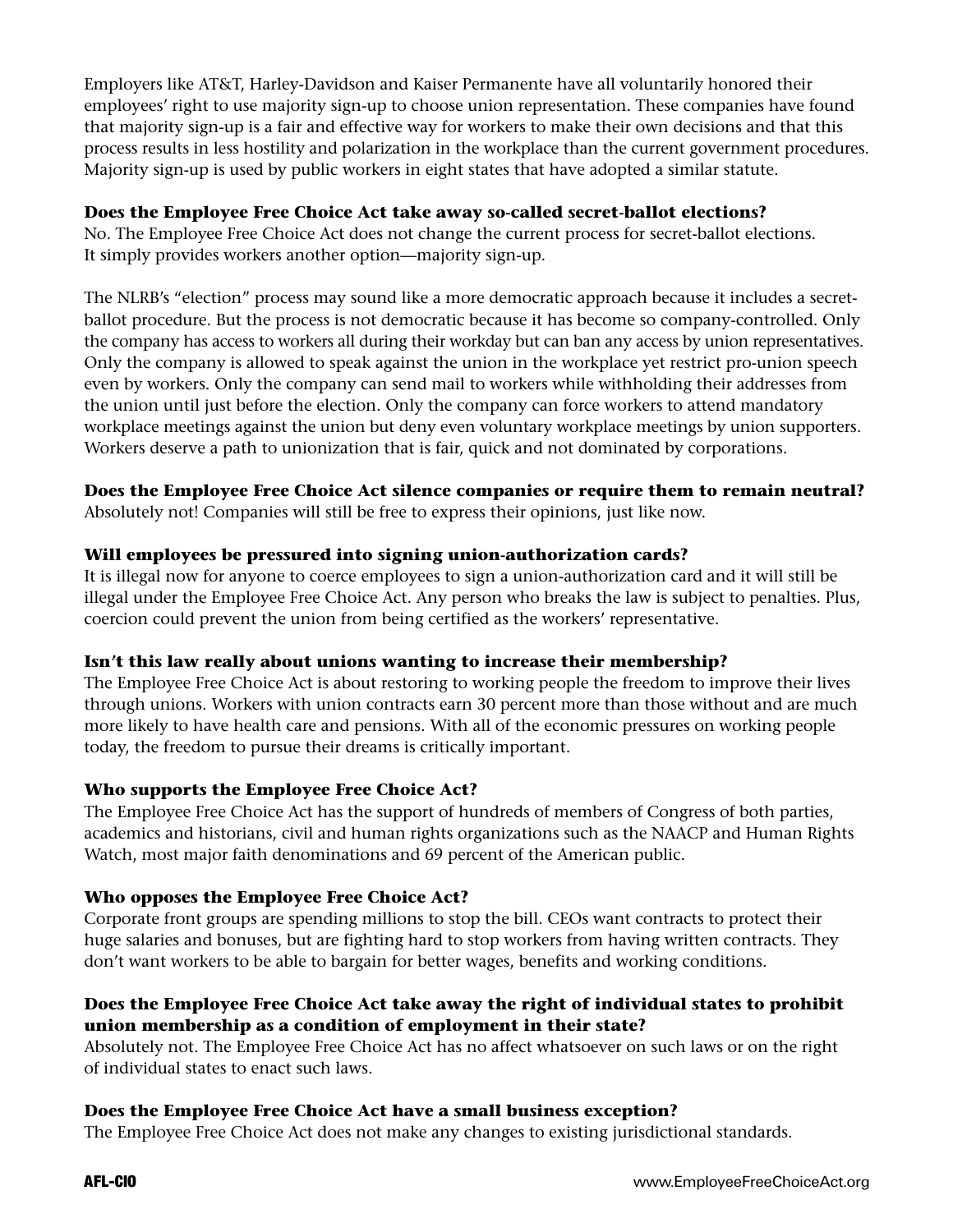Employers like AT&T, Harley-Davidson and Kaiser Permanente have all voluntarily honored their employees' right to use majority sign-up to choose union representation. These companies have found that majority sign-up is a fair and effective way for workers to make their own decisions and that this process results in less hostility and polarization in the workplace than the current government procedures. Majority sign-up is used by public workers in eight states that have adopted a similar statute.

**Does the Employee Free Choice Act take away so-called secret-ballot elections?**
No. The Employee Free Choice Act does not change the current process for secret-ballot elections. It simply provides workers another option—majority sign-up.

The NLRB's "election" process may sound like a more democratic approach because it includes a secret-ballot procedure. But the process is not democratic because it has become so company-controlled. Only the company has access to workers all during their workday but can ban any access by union representatives. Only the company is allowed to speak against the union in the workplace yet restrict pro-union speech even by workers. Only the company can send mail to workers while withholding their addresses from the union until just before the election. Only the company can force workers to attend mandatory workplace meetings against the union but deny even voluntary workplace meetings by union supporters. Workers deserve a path to unionization that is fair, quick and not dominated by corporations.

**Does the Employee Free Choice Act silence companies or require them to remain neutral?**
Absolutely not! Companies will still be free to express their opinions, just like now.

**Will employees be pressured into signing union-authorization cards?**
It is illegal now for anyone to coerce employees to sign a union-authorization card and it will still be illegal under the Employee Free Choice Act. Any person who breaks the law is subject to penalties. Plus, coercion could prevent the union from being certified as the workers' representative.

**Isn't this law really about unions wanting to increase their membership?**
The Employee Free Choice Act is about restoring to working people the freedom to improve their lives through unions. Workers with union contracts earn 30 percent more than those without and are much more likely to have health care and pensions. With all of the economic pressures on working people today, the freedom to pursue their dreams is critically important.

**Who supports the Employee Free Choice Act?**
The Employee Free Choice Act has the support of hundreds of members of Congress of both parties, academics and historians, civil and human rights organizations such as the NAACP and Human Rights Watch, most major faith denominations and 69 percent of the American public.

**Who opposes the Employee Free Choice Act?**
Corporate front groups are spending millions to stop the bill. CEOs want contracts to protect their huge salaries and bonuses, but are fighting hard to stop workers from having written contracts. They don't want workers to be able to bargain for better wages, benefits and working conditions.

**Does the Employee Free Choice Act take away the right of individual states to prohibit union membership as a condition of employment in their state?**
Absolutely not. The Employee Free Choice Act has no affect whatsoever on such laws or on the right of individual states to enact such laws.

**Does the Employee Free Choice Act have a small business exception?**
The Employee Free Choice Act does not make any changes to existing jurisdictional standards.

**AFL-CIO** www.EmployeeFreeChoiceAct.org